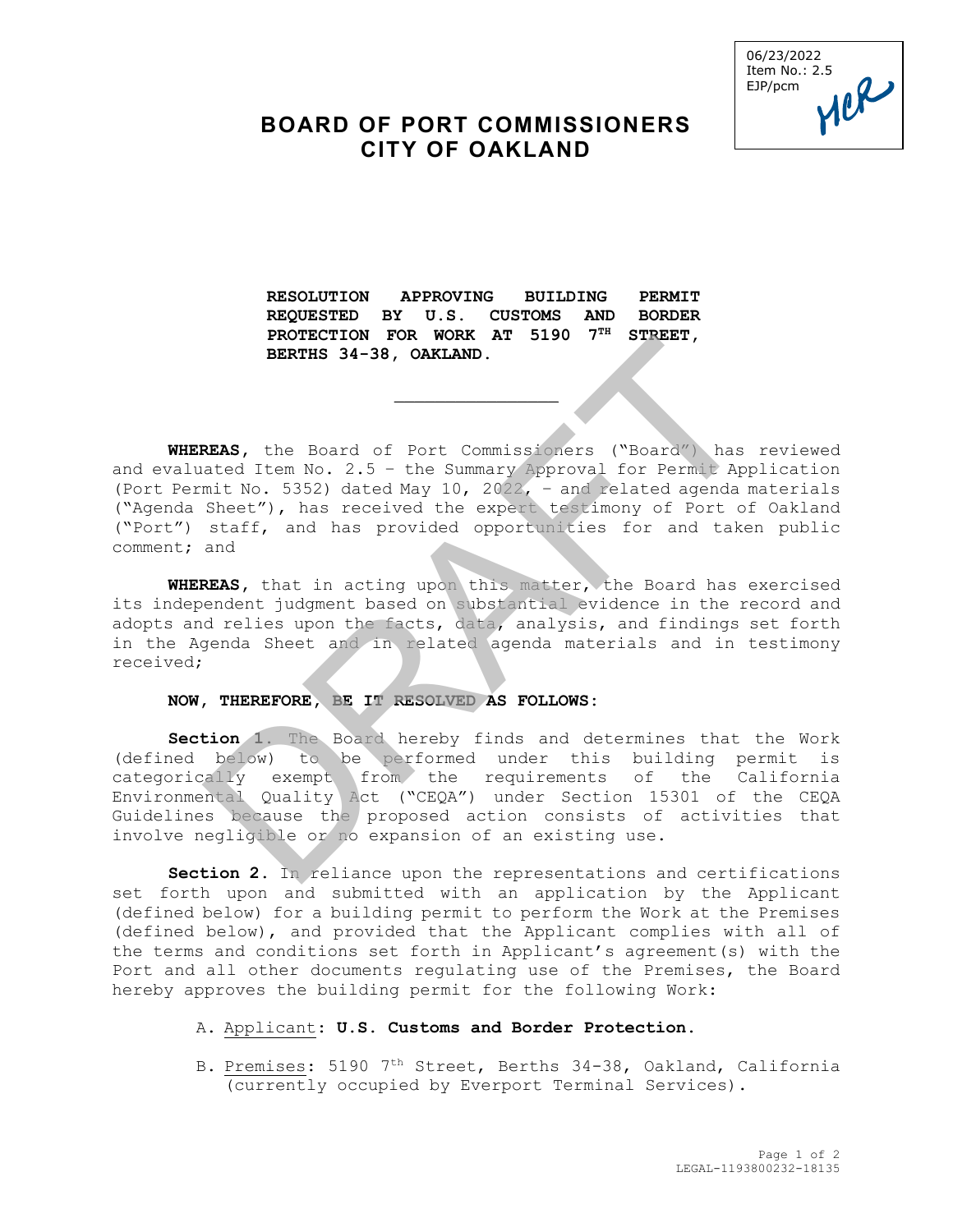06/23/2022
Item No.: 2.5
EJP/pcm

# BOARD OF PORT COMMISSIONERS
# CITY OF OAKLAND

**RESOLUTION APPROVING BUILDING PERMIT REQUESTED BY U.S. CUSTOMS AND BORDER PROTECTION FOR WORK AT 5190 7TH STREET, BERTHS 34-38, OAKLAND.**

---

**WHEREAS,** the Board of Port Commissioners ("Board") has reviewed and evaluated Item No. 2.5 – the Summary Approval for Permit Application (Port Permit No. 5352) dated May 10, 2022, – and related agenda materials ("Agenda Sheet"), has received the expert testimony of Port of Oakland ("Port") staff, and has provided opportunities for and taken public comment; and

**WHEREAS,** that in acting upon this matter, the Board has exercised its independent judgment based on substantial evidence in the record and adopts and relies upon the facts, data, analysis, and findings set forth in the Agenda Sheet and in related agenda materials and in testimony received;

**NOW, THEREFORE, BE IT RESOLVED AS FOLLOWS:**

**Section 1.** The Board hereby finds and determines that the Work (defined below) to be performed under this building permit is categorically exempt from the requirements of the California Environmental Quality Act ("CEQA") under Section 15301 of the CEQA Guidelines because the proposed action consists of activities that involve negligible or no expansion of an existing use.

**Section 2.** In reliance upon the representations and certifications set forth upon and submitted with an application by the Applicant (defined below) for a building permit to perform the Work at the Premises (defined below), and provided that the Applicant complies with all of the terms and conditions set forth in Applicant's agreement(s) with the Port and all other documents regulating use of the Premises, the Board hereby approves the building permit for the following Work:

A. Applicant: **U.S. Customs and Border Protection.**

B. Premises: 5190 7th Street, Berths 34-38, Oakland, California (currently occupied by Everport Terminal Services).

LEGAL-1193800232-18135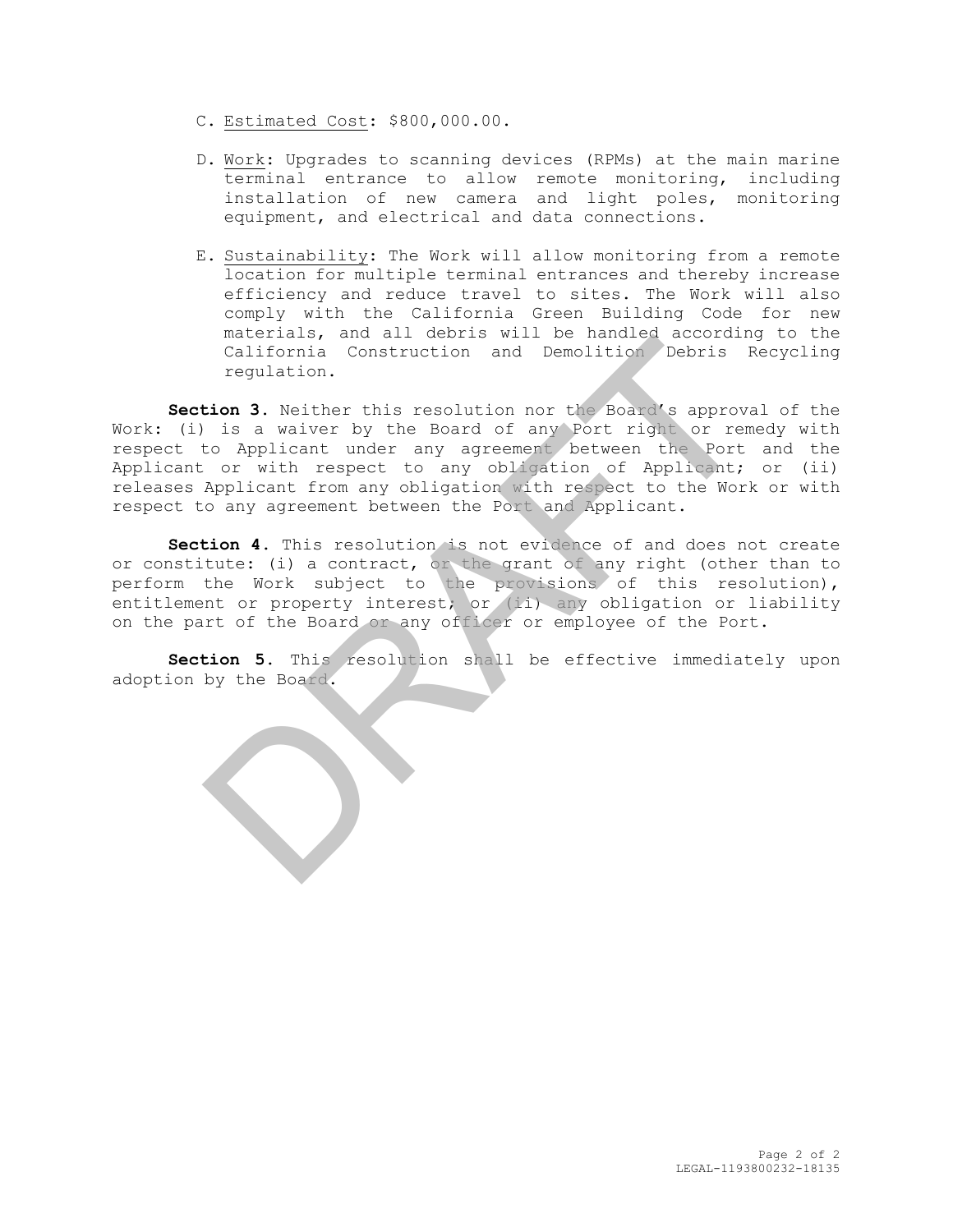C. Estimated Cost: $800,000.00.

D. Work: Upgrades to scanning devices (RPMs) at the main marine terminal entrance to allow remote monitoring, including installation of new camera and light poles, monitoring equipment, and electrical and data connections.

E. Sustainability: The Work will allow monitoring from a remote location for multiple terminal entrances and thereby increase efficiency and reduce travel to sites. The Work will also comply with the California Green Building Code for new materials, and all debris will be handled according to the California Construction and Demolition Debris Recycling regulation.

**Section 3.** Neither this resolution nor the Board's approval of the Work: (i) is a waiver by the Board of any Port right or remedy with respect to Applicant under any agreement between the Port and the Applicant or with respect to any obligation of Applicant; or (ii) releases Applicant from any obligation with respect to the Work or with respect to any agreement between the Port and Applicant.

**Section 4.** This resolution is not evidence of and does not create or constitute: (i) a contract, or the grant of any right (other than to perform the Work subject to the provisions of this resolution), entitlement or property interest; or (ii) any obligation or liability on the part of the Board or any officer or employee of the Port.

**Section 5.** This resolution shall be effective immediately upon adoption by the Board.

DRAFT

LEGAL-1193800232-18135